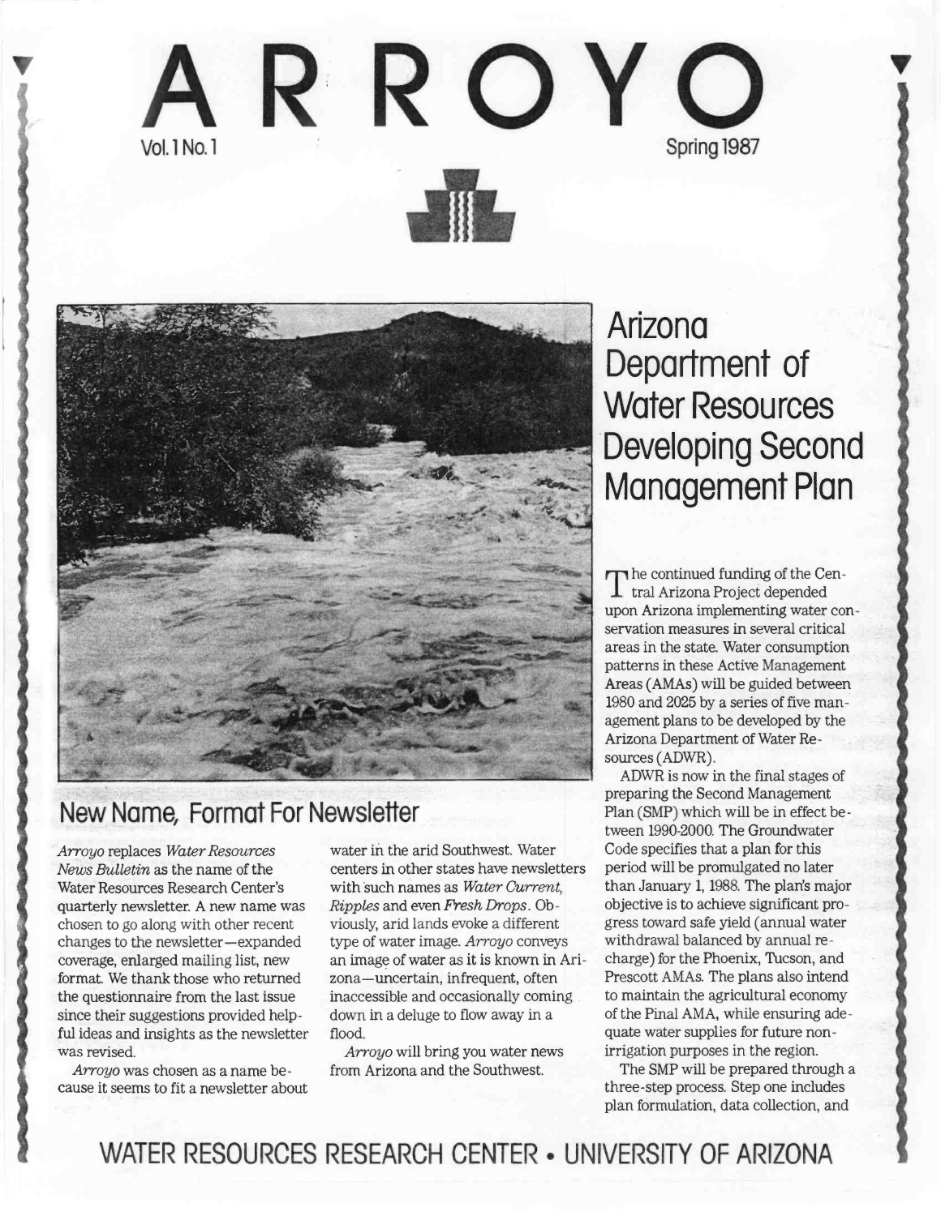# ARROYO

Vol. 1 No. 1

Spring 1987

## New Name, Format For Newsletter

*Arroyo* replaces *Water Resources News Bulletin* as the name of the Water Resources Research Center's quarterly newsletter. A new name was chosen to go along with other recent changes to the newsletter—expanded coverage, enlarged mailing list, new format. We thank those who returned the questionnaire from the last issue since their suggestions provided helpful ideas and insights as the newsletter was revised.

*Arroyo* was chosen as a name because it seems to fit a newsletter about water in the arid Southwest. Water centers in other states have newsletters with such names as *Water Current*, *Ripples* and even *Fresh Drops*. Obviously, arid lands evoke a different type of water image. *Arroyo* conveys an image of water as it is known in Arizona—uncertain, infrequent, often inaccessible and occasionally coming down in a deluge to flow away in a flood.

*Arroyo* will bring you water news from Arizona and the Southwest.

## Arizona Department of Water Resources Developing Second Management Plan

The continued funding of the Central Arizona Project depended upon Arizona implementing water conservation measures in several critical areas in the state. Water consumption patterns in these Active Management Areas (AMAs) will be guided between 1980 and 2025 by a series of five management plans to be developed by the Arizona Department of Water Resources (ADWR).

ADWR is now in the final stages of preparing the Second Management Plan (SMP) which will be in effect between 1990-2000. The Groundwater Code specifies that a plan for this period will be promulgated no later than January 1, 1988. The plan's major objective is to achieve significant progress toward safe yield (annual water withdrawal balanced by annual recharge) for the Phoenix, Tucson, and Prescott AMAs. The plans also intend to maintain the agricultural economy of the Pinal AMA, while ensuring adequate water supplies for future non-irrigation purposes in the region.

The SMP will be prepared through a three-step process. Step one includes plan formulation, data collection, and

WATER RESOURCES RESEARCH CENTER • UNIVERSITY OF ARIZONA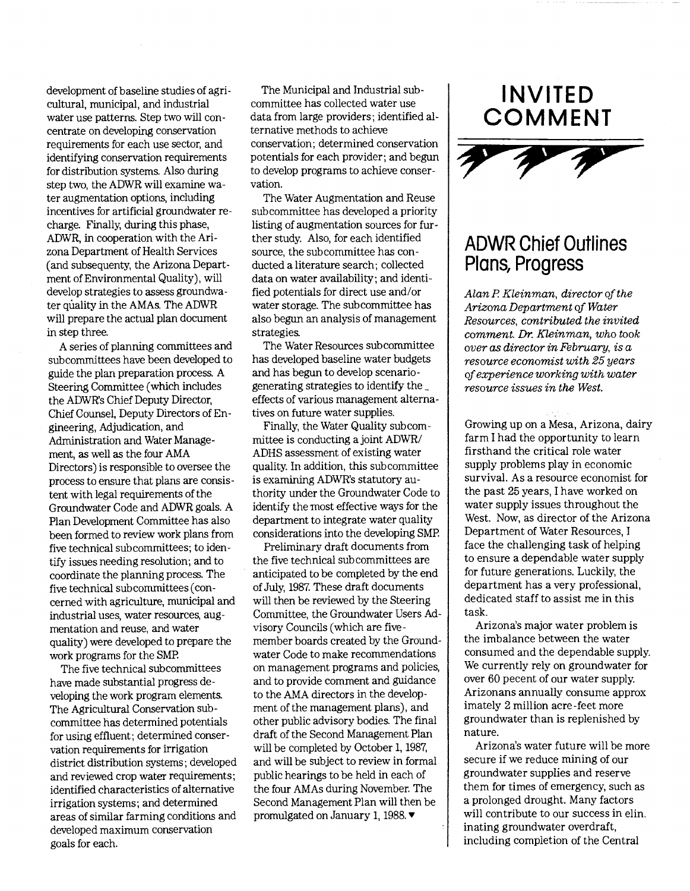development of baseline studies of agricultural, municipal, and industrial water use patterns. Step two will concentrate on developing conservation requirements for each use sector, and identifying conservation requirements for distribution systems. Also during step two, the ADWR will examine water augmentation options, including incentives for artificial groundwater recharge. Finally, during this phase, ADWR, in cooperation with the Arizona Department of Health Services (and subsequenty, the Arizona Department of Environmental Quality), will develop strategies to assess groundwater quality in the AMAs. The ADWR will prepare the actual plan document in step three.

A series of planning committees and subcommittees have been developed to guide the plan preparation process. A Steering Committee (which includes the ADWR's Chief Deputy Director, Chief Counsel, Deputy Directors of Engineering, Adjudication, and Administration and Water Management, as well as the four AMA Directors) is responsible to oversee the process to ensure that plans are consistent with legal requirements of the Groundwater Code and ADWR goals. A Plan Development Committee has also been formed to review work plans from five technical subcommittees; to identify issues needing resolution; and to coordinate the planning process. The five technical subcommittees (concerned with agriculture, municipal and industrial uses, water resources, augmentation and reuse, and water quality) were developed to prepare the work programs for the SMP.

The five technical subcommittees have made substantial progress developing the work program elements. The Agricultural Conservation subcommittee has determined potentials for using effluent; determined conservation requirements for irrigation district distribution systems; developed and reviewed crop water requirements; identified characteristics of alternative irrigation systems; and determined areas of similar farming conditions and developed maximum conservation goals for each.

The Municipal and Industrial subcommittee has collected water use data from large providers; identified alternative methods to achieve conservation; determined conservation potentials for each provider; and begun to develop programs to achieve conservation.

The Water Augmentation and Reuse subcommittee has developed a priority listing of augmentation sources for further study. Also, for each identified source, the subcommittee has conducted a literature search; collected data on water availability; and identified potentials for direct use and/or water storage. The subcommittee has also begun an analysis of management strategies.

The Water Resources subcommittee has developed baseline water budgets and has begun to develop scenario-generating strategies to identify the effects of various management alternatives on future water supplies.

Finally, the Water Quality subcommittee is conducting a joint ADWR/ADHS assessment of existing water quality. In addition, this subcommittee is examining ADWR's statutory authority under the Groundwater Code to identify the most effective ways for the department to integrate water quality considerations into the developing SMP.

Preliminary draft documents from the five technical subcommittees are anticipated to be completed by the end of July, 1987. These draft documents will then be reviewed by the Steering Committee, the Groundwater Users Advisory Councils (which are five-member boards created by the Groundwater Code to make recommendations on management programs and policies, and to provide comment and guidance to the AMA directors in the development of the management plans), and other public advisory bodies. The final draft of the Second Management Plan will be completed by October 1, 1987, and will be subject to review in formal public hearings to be held in each of the four AMAs during November. The Second Management Plan will then be promulgated on January 1, 1988. ▼

# INVITED COMMENT

## ADWR Chief Outlines Plans, Progress

*Alan P. Kleinman, director of the Arizona Department of Water Resources, contributed the invited comment. Dr. Kleinman, who took over as director in February, is a resource economist with 25 years of experience working with water resource issues in the West.*

Growing up on a Mesa, Arizona, dairy farm I had the opportunity to learn firsthand the critical role water supply problems play in economic survival. As a resource economist for the past 25 years, I have worked on water supply issues throughout the West. Now, as director of the Arizona Department of Water Resources, I face the challenging task of helping to ensure a dependable water supply for future generations. Luckily, the department has a very professional, dedicated staff to assist me in this task.

Arizona's major water problem is the imbalance between the water consumed and the dependable supply. We currently rely on groundwater for over 60 pecent of our water supply. Arizonans annually consume approximately 2 million acre-feet more groundwater than is replenished by nature.

Arizona's water future will be more secure if we reduce mining of our groundwater supplies and reserve them for times of emergency, such as a prolonged drought. Many factors will contribute to our success in elininating groundwater overdraft, including completion of the Central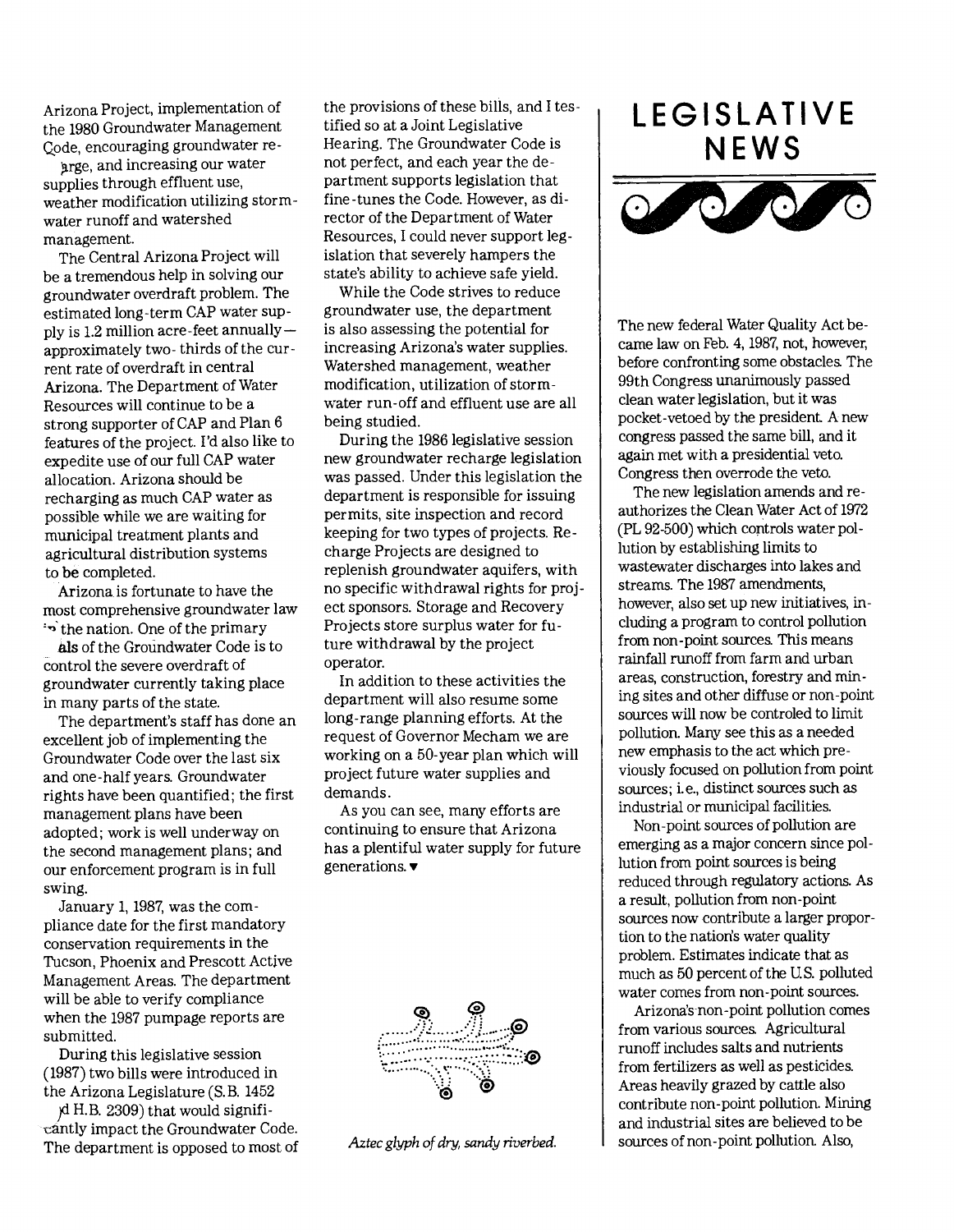Arizona Project, implementation of the 1980 Groundwater Management Code, encouraging groundwater recharge, and increasing our water supplies through effluent use, weather modification utilizing stormwater runoff and watershed management.

The Central Arizona Project will be a tremendous help in solving our groundwater overdraft problem. The estimated long-term CAP water supply is 1.2 million acre-feet annually—approximately two-thirds of the current rate of overdraft in central Arizona. The Department of Water Resources will continue to be a strong supporter of CAP and Plan 6 features of the project. I'd also like to expedite use of our full CAP water allocation. Arizona should be recharging as much CAP water as possible while we are waiting for municipal treatment plants and agricultural distribution systems to be completed.

Arizona is fortunate to have the most comprehensive groundwater law in the nation. One of the primary goals of the Groundwater Code is to control the severe overdraft of groundwater currently taking place in many parts of the state.

The department's staff has done an excellent job of implementing the Groundwater Code over the last six and one-half years. Groundwater rights have been quantified; the first management plans have been adopted; work is well underway on the second management plans; and our enforcement program is in full swing.

January 1, 1987, was the compliance date for the first mandatory conservation requirements in the Tucson, Phoenix and Prescott Active Management Areas. The department will be able to verify compliance when the 1987 pumpage reports are submitted.

During this legislative session (1987) two bills were introduced in the Arizona Legislature (S.B. 1452 and H.B. 2309) that would significantly impact the Groundwater Code. The department is opposed to most of the provisions of these bills, and I testified so at a Joint Legislative Hearing. The Groundwater Code is not perfect, and each year the department supports legislation that fine-tunes the Code. However, as director of the Department of Water Resources, I could never support legislation that severely hampers the state's ability to achieve safe yield.

While the Code strives to reduce groundwater use, the department is also assessing the potential for increasing Arizona's water supplies. Watershed management, weather modification, utilization of stormwater run-off and effluent use are all being studied.

During the 1986 legislative session new groundwater recharge legislation was passed. Under this legislation the department is responsible for issuing permits, site inspection and record keeping for two types of projects. Recharge Projects are designed to replenish groundwater aquifers, with no specific withdrawal rights for project sponsors. Storage and Recovery Projects store surplus water for future withdrawal by the project operator.

In addition to these activities the department will also resume some long-range planning efforts. At the request of Governor Mecham we are working on a 50-year plan which will project future water supplies and demands.

As you can see, many efforts are continuing to ensure that Arizona has a plentiful water supply for future generations. ▾

*Aztec glyph of dry, sandy riverbed.*

# LEGISLATIVE NEWS

The new federal Water Quality Act became law on Feb. 4, 1987, not, however, before confronting some obstacles. The 99th Congress unanimously passed clean water legislation, but it was pocket-vetoed by the president. A new congress passed the same bill, and it again met with a presidential veto. Congress then overrode the veto.

The new legislation amends and reauthorizes the Clean Water Act of 1972 (PL 92-500) which controls water pollution by establishing limits to wastewater discharges into lakes and streams. The 1987 amendments, however, also set up new initiatives, including a program to control pollution from non-point sources. This means rainfall runoff from farm and urban areas, construction, forestry and mining sites and other diffuse or non-point sources will now be controled to limit pollution. Many see this as a needed new emphasis to the act which previously focused on pollution from point sources; i.e., distinct sources such as industrial or municipal facilities.

Non-point sources of pollution are emerging as a major concern since pollution from point sources is being reduced through regulatory actions. As a result, pollution from non-point sources now contribute a larger proportion to the nation's water quality problem. Estimates indicate that as much as 50 percent of the U.S. polluted water comes from non-point sources.

Arizona's non-point pollution comes from various sources. Agricultural runoff includes salts and nutrients from fertilizers as well as pesticides. Areas heavily grazed by cattle also contribute non-point pollution. Mining and industrial sites are believed to be sources of non-point pollution. Also,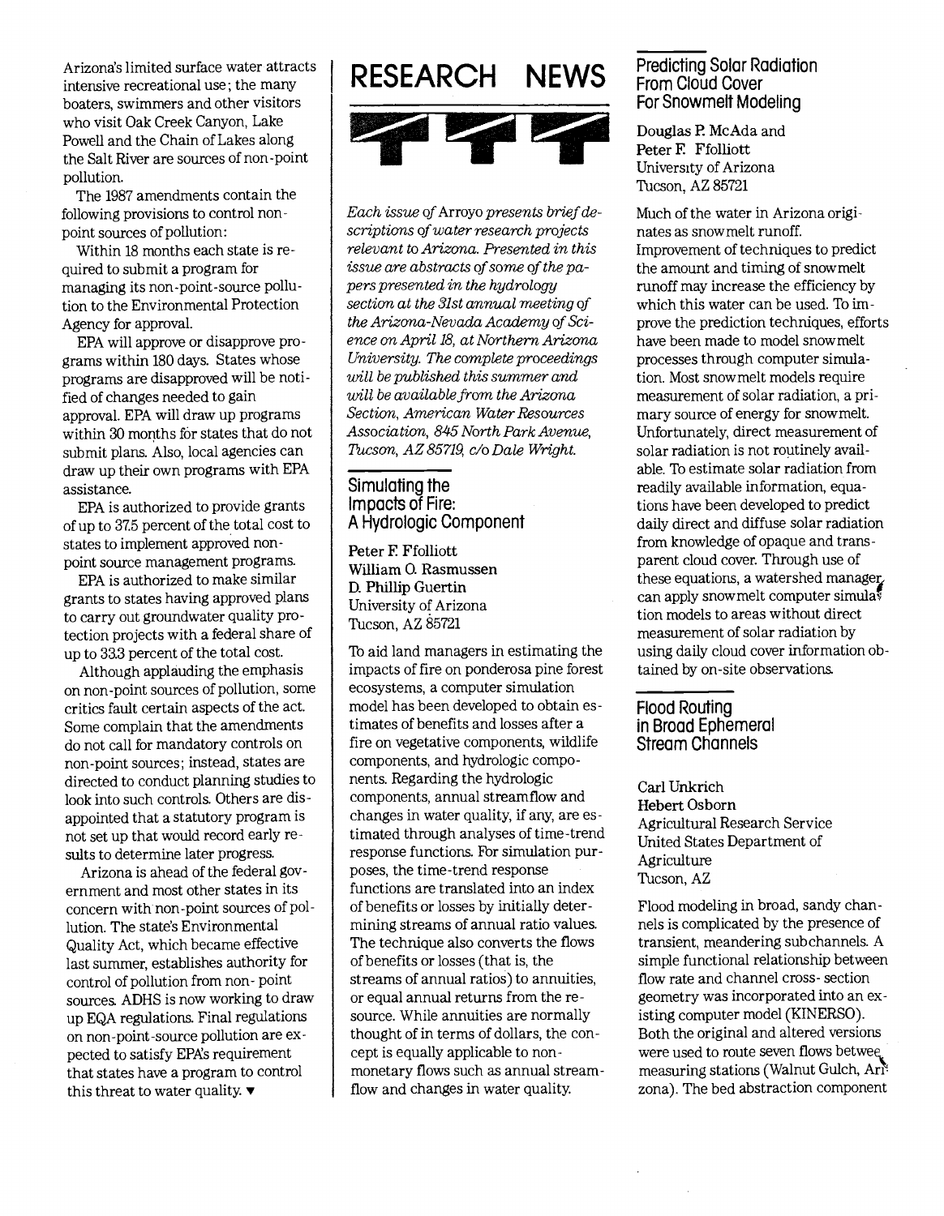Arizona's limited surface water attracts intensive recreational use; the many boaters, swimmers and other visitors who visit Oak Creek Canyon, Lake Powell and the Chain of Lakes along the Salt River are sources of non-point pollution.

The 1987 amendments contain the following provisions to control non-point sources of pollution:

Within 18 months each state is required to submit a program for managing its non-point-source pollution to the Environmental Protection Agency for approval.

EPA will approve or disapprove programs within 180 days. States whose programs are disapproved will be notified of changes needed to gain approval. EPA will draw up programs within 30 months for states that do not submit plans. Also, local agencies can draw up their own programs with EPA assistance.

EPA is authorized to provide grants of up to 37.5 percent of the total cost to states to implement approved non-point source management programs.

EPA is authorized to make similar grants to states having approved plans to carry out groundwater quality protection projects with a federal share of up to 33.3 percent of the total cost.

Although applauding the emphasis on non-point sources of pollution, some critics fault certain aspects of the act. Some complain that the amendments do not call for mandatory controls on non-point sources; instead, states are directed to conduct planning studies to look into such controls. Others are disappointed that a statutory program is not set up that would record early results to determine later progress.

Arizona is ahead of the federal government and most other states in its concern with non-point sources of pollution. The state's Environmental Quality Act, which became effective last summer, establishes authority for control of pollution from non-point sources. ADHS is now working to draw up EQA regulations. Final regulations on non-point-source pollution are expected to satisfy EPA's requirement that states have a program to control this threat to water quality. ▼

# RESEARCH NEWS

*Each issue of* Arroyo *presents brief descriptions of water research projects relevant to Arizona. Presented in this issue are abstracts of some of the papers presented in the hydrology section at the 31st annual meeting of the Arizona-Nevada Academy of Science on April 18, at Northern Arizona University. The complete proceedings will be published this summer and will be available from the Arizona Section, American Water Resources Association, 845 North Park Avenue, Tucson, AZ 85719, c/o Dale Wright.*

## Simulating the Impacts of Fire: A Hydrologic Component

**Peter F. Ffolliott**
**William O. Rasmussen**
**D. Phillip Guertin**
University of Arizona
Tucson, AZ 85721

To aid land managers in estimating the impacts of fire on ponderosa pine forest ecosystems, a computer simulation model has been developed to obtain estimates of benefits and losses after a fire on vegetative components, wildlife components, and hydrologic components. Regarding the hydrologic components, annual streamflow and changes in water quality, if any, are estimated through analyses of time-trend response functions. For simulation purposes, the time-trend response functions are translated into an index of benefits or losses by initially determining streams of annual ratio values. The technique also converts the flows of benefits or losses (that is, the streams of annual ratios) to annuities, or equal annual returns from the resource. While annuities are normally thought of in terms of dollars, the concept is equally applicable to non-monetary flows such as annual streamflow and changes in water quality.

## Predicting Solar Radiation From Cloud Cover For Snowmelt Modeling

**Douglas P. McAda and**
**Peter F. Ffolliott**
University of Arizona
Tucson, AZ 85721

Much of the water in Arizona originates as snowmelt runoff. Improvement of techniques to predict the amount and timing of snowmelt runoff may increase the efficiency by which this water can be used. To improve the prediction techniques, efforts have been made to model snowmelt processes through computer simulation. Most snowmelt models require measurement of solar radiation, a primary source of energy for snowmelt. Unfortunately, direct measurement of solar radiation is not routinely available. To estimate solar radiation from readily available information, equations have been developed to predict daily direct and diffuse solar radiation from knowledge of opaque and transparent cloud cover. Through use of these equations, a watershed manager can apply snowmelt computer simulation models to areas without direct measurement of solar radiation by using daily cloud cover information obtained by on-site observations.

## Flood Routing in Broad Ephemeral Stream Channels

Carl Unkrich
**Hebert Osborn**
Agricultural Research Service
United States Department of Agriculture
Tucson, AZ

Flood modeling in broad, sandy channels is complicated by the presence of transient, meandering subchannels. A simple functional relationship between flow rate and channel cross-section geometry was incorporated into an existing computer model (KINERSO). Both the original and altered versions were used to route seven flows between measuring stations (Walnut Gulch, Arizona). The bed abstraction component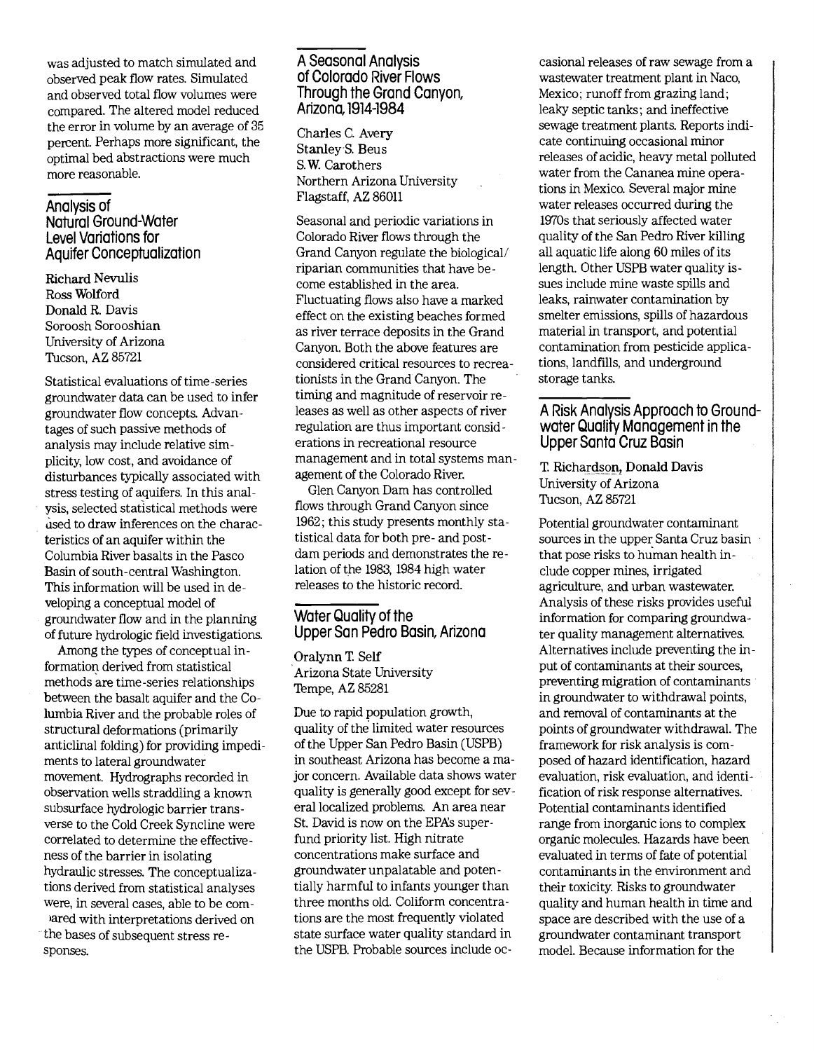was adjusted to match simulated and observed peak flow rates. Simulated and observed total flow volumes were compared. The altered model reduced the error in volume by an average of 35 percent. Perhaps more significant, the optimal bed abstractions were much more reasonable.

## Analysis of Natural Ground-Water Level Variations for Aquifer Conceptualization

Richard Nevulis
Ross Wolford
Donald R. Davis
Soroosh Sorooshian
University of Arizona
Tucson, AZ 85721

Statistical evaluations of time-series groundwater data can be used to infer groundwater flow concepts. Advantages of such passive methods of analysis may include relative simplicity, low cost, and avoidance of disturbances typically associated with stress testing of aquifers. In this analysis, selected statistical methods were used to draw inferences on the characteristics of an aquifer within the Columbia River basalts in the Pasco Basin of south-central Washington. This information will be used in developing a conceptual model of groundwater flow and in the planning of future hydrologic field investigations.

Among the types of conceptual information derived from statistical methods are time-series relationships between the basalt aquifer and the Columbia River and the probable roles of structural deformations (primarily anticlinal folding) for providing impediments to lateral groundwater movement. Hydrographs recorded in observation wells straddling a known subsurface hydrologic barrier transverse to the Cold Creek Syncline were correlated to determine the effectiveness of the barrier in isolating hydraulic stresses. The conceptualizations derived from statistical analyses were, in several cases, able to be compared with interpretations derived on the bases of subsequent stress responses.

## A Seasonal Analysis of Colorado River Flows Through the Grand Canyon, Arizona, 1914-1984

Charles C. Avery
Stanley S. Beus
S.W. Carothers
Northern Arizona University
Flagstaff, AZ 86011

Seasonal and periodic variations in Colorado River flows through the Grand Canyon regulate the biological/riparian communities that have become established in the area. Fluctuating flows also have a marked effect on the existing beaches formed as river terrace deposits in the Grand Canyon. Both the above features are considered critical resources to recreationists in the Grand Canyon. The timing and magnitude of reservoir releases as well as other aspects of river regulation are thus important considerations in recreational resource management and in total systems management of the Colorado River.

Glen Canyon Dam has controlled flows through Grand Canyon since 1962; this study presents monthly statistical data for both pre- and post-dam periods and demonstrates the relation of the 1983, 1984 high water releases to the historic record.

## Water Quality of the Upper San Pedro Basin, Arizona

Oralynn T. Self
Arizona State University
Tempe, AZ 85281

Due to rapid population growth, quality of the limited water resources of the Upper San Pedro Basin (USPB) in southeast Arizona has become a major concern. Available data shows water quality is generally good except for several localized problems. An area near St. David is now on the EPA's superfund priority list. High nitrate concentrations make surface and groundwater unpalatable and potentially harmful to infants younger than three months old. Coliform concentrations are the most frequently violated state surface water quality standard in the USPB. Probable sources include occasional releases of raw sewage from a wastewater treatment plant in Naco, Mexico; runoff from grazing land; leaky septic tanks; and ineffective sewage treatment plants. Reports indicate continuing occasional minor releases of acidic, heavy metal polluted water from the Cananea mine operations in Mexico. Several major mine water releases occurred during the 1970s that seriously affected water quality of the San Pedro River killing all aquatic life along 60 miles of its length. Other USPB water quality issues include mine waste spills and leaks, rainwater contamination by smelter emissions, spills of hazardous material in transport, and potential contamination from pesticide applications, landfills, and underground storage tanks.

## A Risk Analysis Approach to Groundwater Quality Management in the Upper Santa Cruz Basin

T. Richardson, Donald Davis
University of Arizona
Tucson, AZ 85721

Potential groundwater contaminant sources in the upper Santa Cruz basin that pose risks to human health include copper mines, irrigated agriculture, and urban wastewater. Analysis of these risks provides useful information for comparing groundwater quality management alternatives. Alternatives include preventing the input of contaminants at their sources, preventing migration of contaminants in groundwater to withdrawal points, and removal of contaminants at the points of groundwater withdrawal. The framework for risk analysis is composed of hazard identification, hazard evaluation, risk evaluation, and identification of risk response alternatives. Potential contaminants identified range from inorganic ions to complex organic molecules. Hazards have been evaluated in terms of fate of potential contaminants in the environment and their toxicity. Risks to groundwater quality and human health in time and space are described with the use of a groundwater contaminant transport model. Because information for the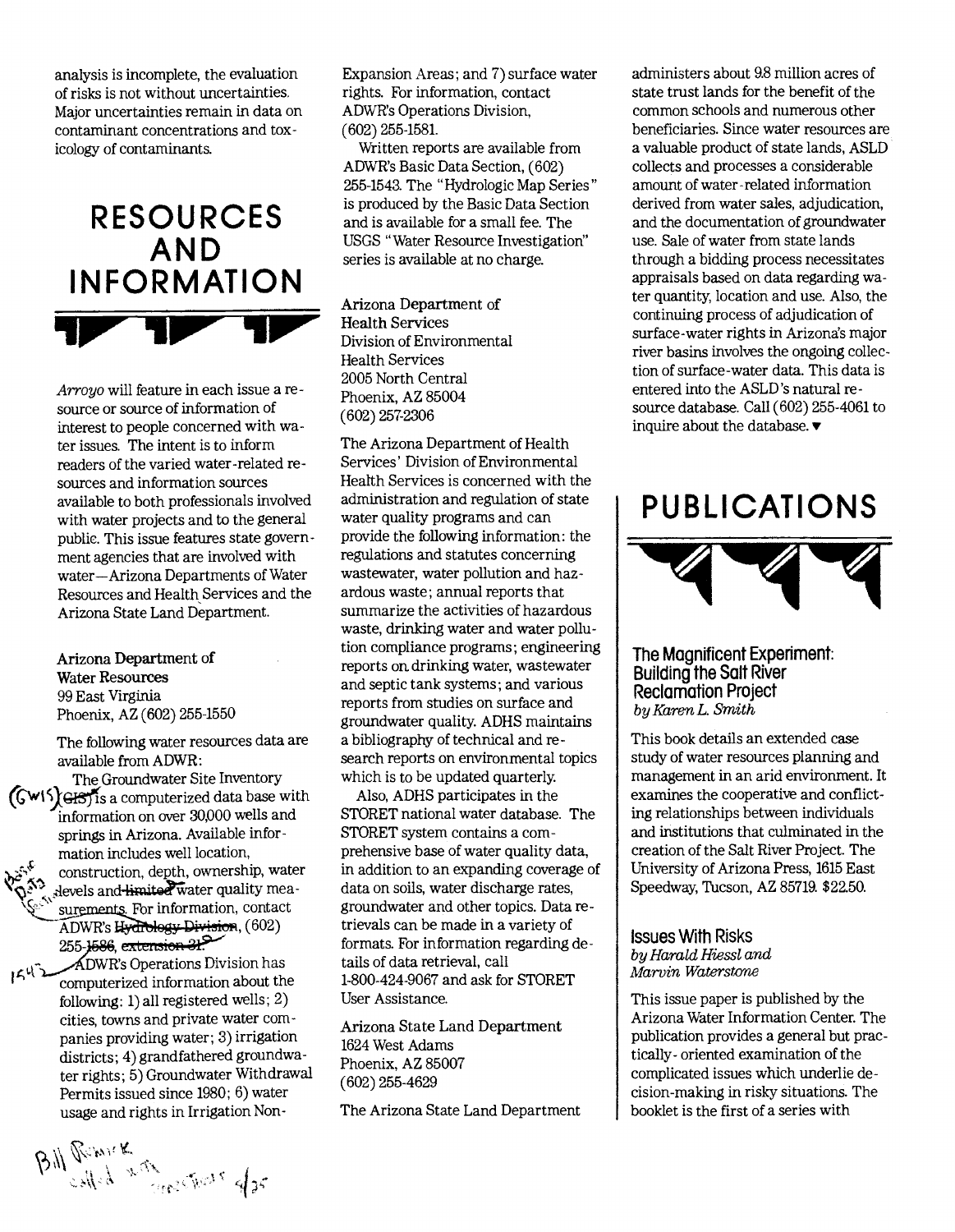analysis is incomplete, the evaluation of risks is not without uncertainties. Major uncertainties remain in data on contaminant concentrations and toxicology of contaminants.

# RESOURCES AND INFORMATION

*Arroyo* will feature in each issue a resource or source of information of interest to people concerned with water issues. The intent is to inform readers of the varied water-related resources and information sources available to both professionals involved with water projects and to the general public. This issue features state government agencies that are involved with water—Arizona Departments of Water Resources and Health Services and the Arizona State Land Department.

**Arizona Department of Water Resources**
99 East Virginia
Phoenix, AZ (602) 255-1550

The following water resources data are available from ADWR:

The Groundwater Site Inventory (GIS) is a computerized data base with information on over 30,000 wells and springs in Arizona. Available information includes well location, construction, depth, ownership, water levels and limited water quality measurements. For information, contact ADWR's Hydrology Division, (602) 255-1586, extension 31.

ADWR's Operations Division has computerized information about the following: 1) all registered wells; 2) cities, towns and private water companies providing water; 3) irrigation districts; 4) grandfathered groundwater rights; 5) Groundwater Withdrawal Permits issued since 1980; 6) water usage and rights in Irrigation Non-Expansion Areas; and 7) surface water rights. For information, contact ADWR's Operations Division, (602) 255-1581.

Written reports are available from ADWR's Basic Data Section, (602) 255-1543. The "Hydrologic Map Series" is produced by the Basic Data Section and is available for a small fee. The USGS "Water Resource Investigation" series is available at no charge.

**Arizona Department of Health Services**
Division of Environmental Health Services
2005 North Central
Phoenix, AZ 85004
(602) 257-2306

The Arizona Department of Health Services' Division of Environmental Health Services is concerned with the administration and regulation of state water quality programs and can provide the following information: the regulations and statutes concerning wastewater, water pollution and hazardous waste; annual reports that summarize the activities of hazardous waste, drinking water and water pollution compliance programs; engineering reports on drinking water, wastewater and septic tank systems; and various reports from studies on surface and groundwater quality. ADHS maintains a bibliography of technical and research reports on environmental topics which is to be updated quarterly.

Also, ADHS participates in the STORET national water database. The STORET system contains a comprehensive base of water quality data, in addition to an expanding coverage of data on soils, water discharge rates, groundwater and other topics. Data retrievals can be made in a variety of formats. For information regarding details of data retrieval, call 1-800-424-9067 and ask for STORET User Assistance.

**Arizona State Land Department**
1624 West Adams
Phoenix, AZ 85007
(602) 255-4629

The Arizona State Land Department administers about 9.8 million acres of state trust lands for the benefit of the common schools and numerous other beneficiaries. Since water resources are a valuable product of state lands, ASLD collects and processes a considerable amount of water-related information derived from water sales, adjudication, and the documentation of groundwater use. Sale of water from state lands through a bidding process necessitates appraisals based on data regarding water quantity, location and use. Also, the continuing process of adjudication of surface-water rights in Arizona's major river basins involves the ongoing collection of surface-water data. This data is entered into the ASLD's natural resource database. Call (602) 255-4061 to inquire about the database. ▼

# PUBLICATIONS

### The Magnificent Experiment: Building the Salt River Reclamation Project
*by Karen L. Smith*

This book details an extended case study of water resources planning and management in an arid environment. It examines the cooperative and conflicting relationships between individuals and institutions that culminated in the creation of the Salt River Project. The University of Arizona Press, 1615 East Speedway, Tucson, AZ 85719. $22.50.

### Issues With Risks
*by Harald Hiessl and Marvin Waterstone*

This issue paper is published by the Arizona Water Information Center. The publication provides a general but practically-oriented examination of the complicated issues which underlie decision-making in risky situations. The booklet is the first of a series with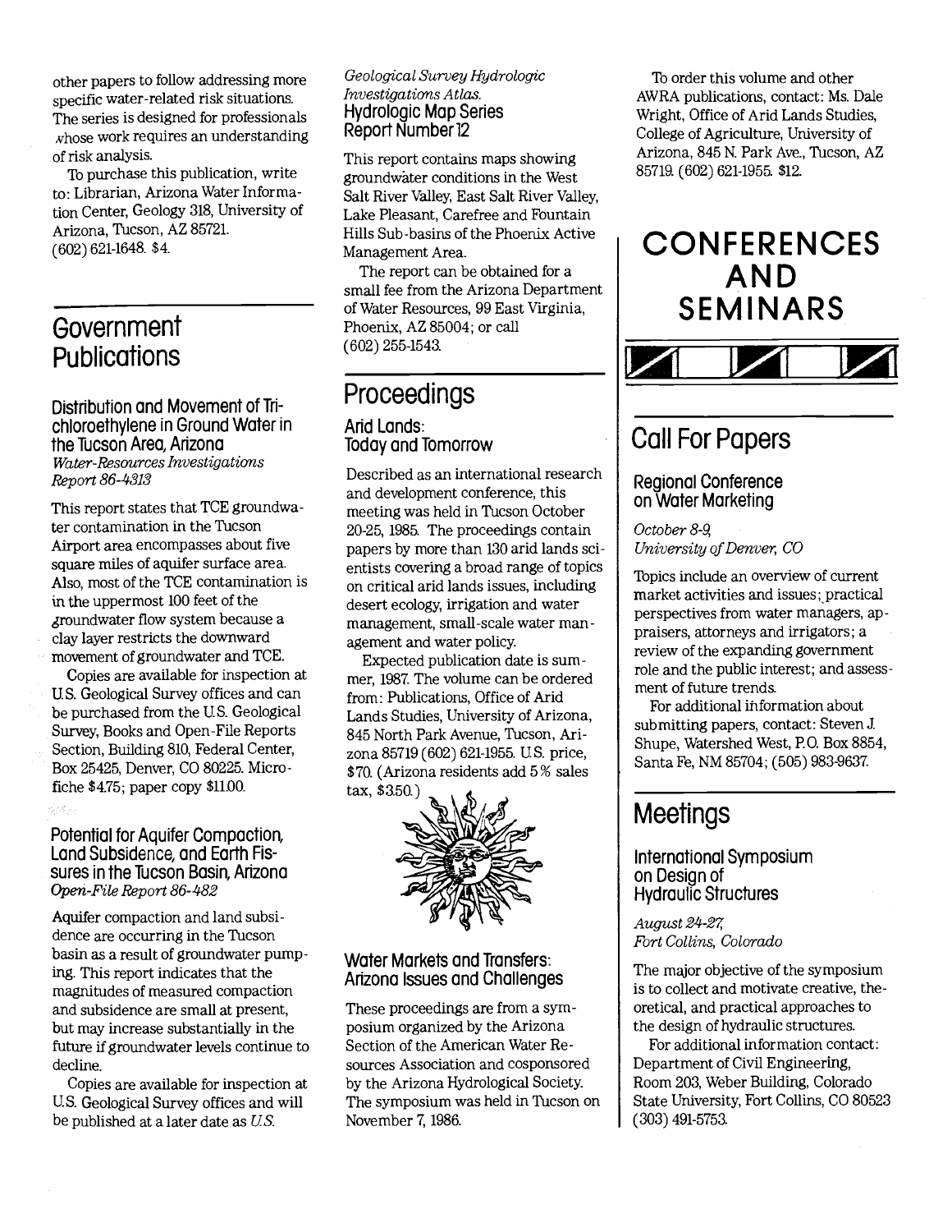other papers to follow addressing more specific water-related risk situations. The series is designed for professionals whose work requires an understanding of risk analysis.

To purchase this publication, write to: Librarian, Arizona Water Information Center, Geology 318, University of Arizona, Tucson, AZ 85721. (602) 621-1648. $4.

## Government Publications

### Distribution and Movement of Trichloroethylene in Ground Water in the Tucson Area, Arizona

*Water-Resources Investigations Report 86-4313*

This report states that TCE groundwater contamination in the Tucson Airport area encompasses about five square miles of aquifer surface area. Also, most of the TCE contamination is in the uppermost 100 feet of the groundwater flow system because a clay layer restricts the downward movement of groundwater and TCE.

Copies are available for inspection at U.S. Geological Survey offices and can be purchased from the U.S. Geological Survey, Books and Open-File Reports Section, Building 810, Federal Center, Box 25425, Denver, CO 80225. Microfiche $4.75; paper copy $11.00.

### Potential for Aquifer Compaction, Land Subsidence, and Earth Fissures in the Tucson Basin, Arizona

*Open-File Report 86-482*

Aquifer compaction and land subsidence are occurring in the Tucson basin as a result of groundwater pumping. This report indicates that the magnitudes of measured compaction and subsidence are small at present, but may increase substantially in the future if groundwater levels continue to decline.

Copies are available for inspection at U.S. Geological Survey offices and will be published at a later date as *U.S. Geological Survey Hydrologic Investigations Atlas.*

### Hydrologic Map Series Report Number 12

This report contains maps showing groundwater conditions in the West Salt River Valley, East Salt River Valley, Lake Pleasant, Carefree and Fountain Hills Sub-basins of the Phoenix Active Management Area.

The report can be obtained for a small fee from the Arizona Department of Water Resources, 99 East Virginia, Phoenix, AZ 85004; or call (602) 255-1543.

## Proceedings

### Arid Lands: Today and Tomorrow

Described as an international research and development conference, this meeting was held in Tucson October 20-25, 1985. The proceedings contain papers by more than 130 arid lands scientists covering a broad range of topics on critical arid lands issues, including desert ecology, irrigation and water management, small-scale water management and water policy.

Expected publication date is summer, 1987. The volume can be ordered from: Publications, Office of Arid Lands Studies, University of Arizona, 845 North Park Avenue, Tucson, Arizona 85719 (602) 621-1955. U.S. price, $70. (Arizona residents add 5% sales tax, $3.50.)

### Water Markets and Transfers: Arizona Issues and Challenges

These proceedings are from a symposium organized by the Arizona Section of the American Water Resources Association and cosponsored by the Arizona Hydrological Society. The symposium was held in Tucson on November 7, 1986.

To order this volume and other AWRA publications, contact: Ms. Dale Wright, Office of Arid Lands Studies, College of Agriculture, University of Arizona, 845 N. Park Ave., Tucson, AZ 85719. (602) 621-1955. $12.

# CONFERENCES AND SEMINARS

## Call For Papers

### Regional Conference on Water Marketing

*October 8-9, University of Denver, CO*

Topics include an overview of current market activities and issues; practical perspectives from water managers, appraisers, attorneys and irrigators; a review of the expanding government role and the public interest; and assessment of future trends.

For additional information about submitting papers, contact: Steven J. Shupe, Watershed West, P.O. Box 8854, Santa Fe, NM 85704; (505) 983-9637.

## Meetings

### International Symposium on Design of Hydraulic Structures

*August 24-27, Fort Collins, Colorado*

The major objective of the symposium is to collect and motivate creative, theoretical, and practical approaches to the design of hydraulic structures.

For additional information contact: Department of Civil Engineering, Room 203, Weber Building, Colorado State University, Fort Collins, CO 80523 (303) 491-5753.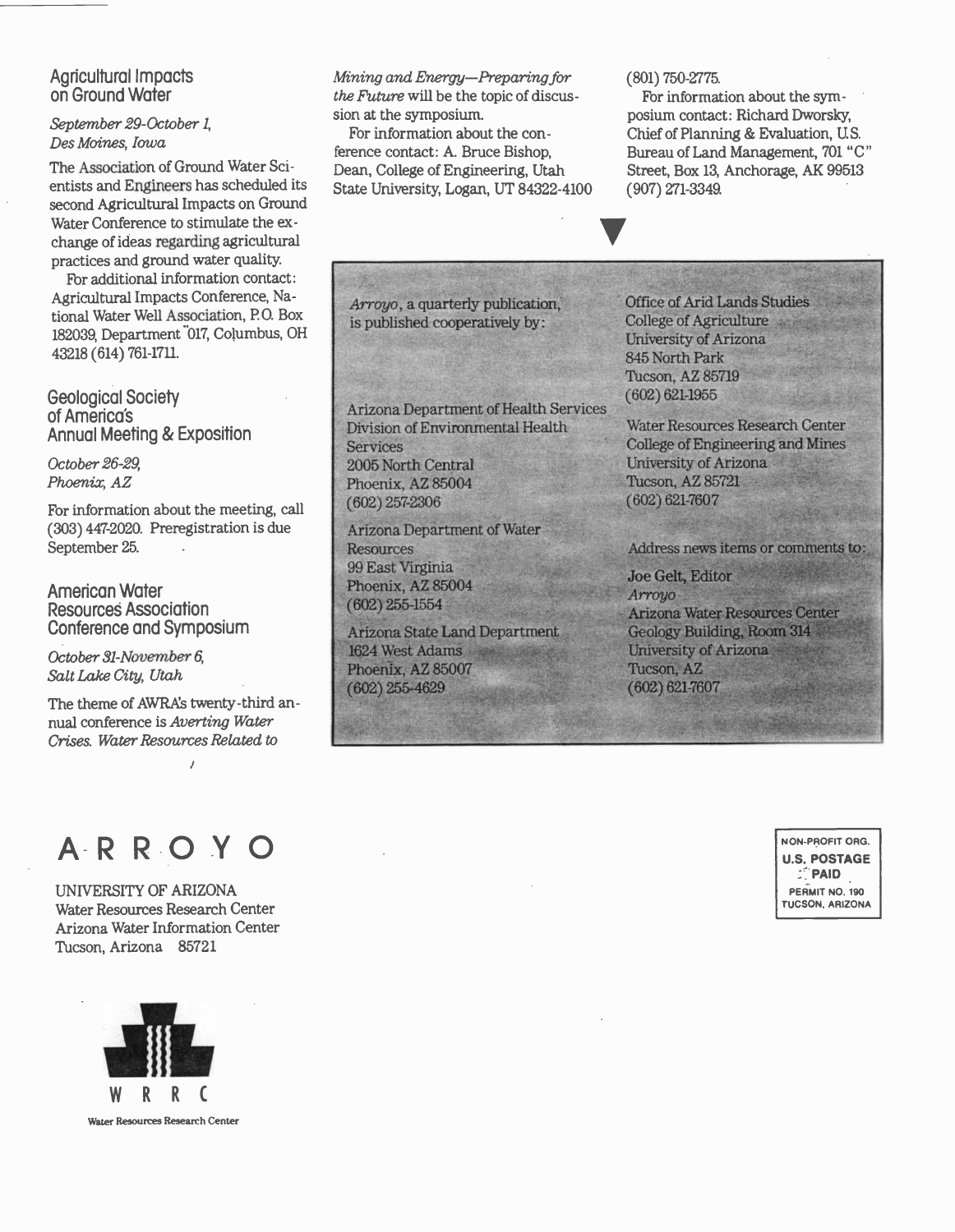## Agricultural Impacts on Ground Water

*September 29-October 1, Des Moines, Iowa*

The Association of Ground Water Scientists and Engineers has scheduled its second Agricultural Impacts on Ground Water Conference to stimulate the exchange of ideas regarding agricultural practices and ground water quality.

For additional information contact: Agricultural Impacts Conference, National Water Well Association, P.O. Box 182039, Department 017, Columbus, OH 43218 (614) 761-1711.

## Geological Society of America's Annual Meeting & Exposition

*October 26-29, Phoenix, AZ*

For information about the meeting, call (303) 447-2020. Preregistration is due September 25.

## American Water Resources Association Conference and Symposium

*October 31-November 6, Salt Lake City, Utah*

The theme of AWRA's twenty-third annual conference is *Averting Water Crises. Water Resources Related to Mining and Energy—Preparing for the Future* will be the topic of discussion at the symposium.

For information about the conference contact: A. Bruce Bishop, Dean, College of Engineering, Utah State University, Logan, UT 84322-4100 (801) 750-2775.

For information about the symposium contact: Richard Dworsky, Chief of Planning & Evaluation, U.S. Bureau of Land Management, 701 "C" Street, Box 13, Anchorage, AK 99513 (907) 271-3349.

---

*Arroyo*, a quarterly publication, is published cooperatively by:

Arizona Department of Health Services
Division of Environmental Health Services
2005 North Central
Phoenix, AZ 85004
(602) 257-2306

Arizona Department of Water Resources
99 East Virginia
Phoenix, AZ 85004
(602) 255-1554

Arizona State Land Department
1624 West Adams
Phoenix, AZ 85007
(602) 255-4629

Office of Arid Lands Studies
College of Agriculture
University of Arizona
845 North Park
Tucson, AZ 85719
(602) 621-1955

Water Resources Research Center
College of Engineering and Mines
University of Arizona
Tucson, AZ 85721
(602) 621-7607

Address news items or comments to:

Joe Gelt, Editor
*Arroyo*
Arizona Water Resources Center
Geology Building, Room 314
University of Arizona
Tucson, AZ
(602) 621-7607

---

# ARROYO

UNIVERSITY OF ARIZONA
Water Resources Research Center
Arizona Water Information Center
Tucson, Arizona 85721

WRRC
Water Resources Research Center

NON-PROFIT ORG.
U.S. POSTAGE
PAID
PERMIT NO. 190
TUCSON, ARIZONA